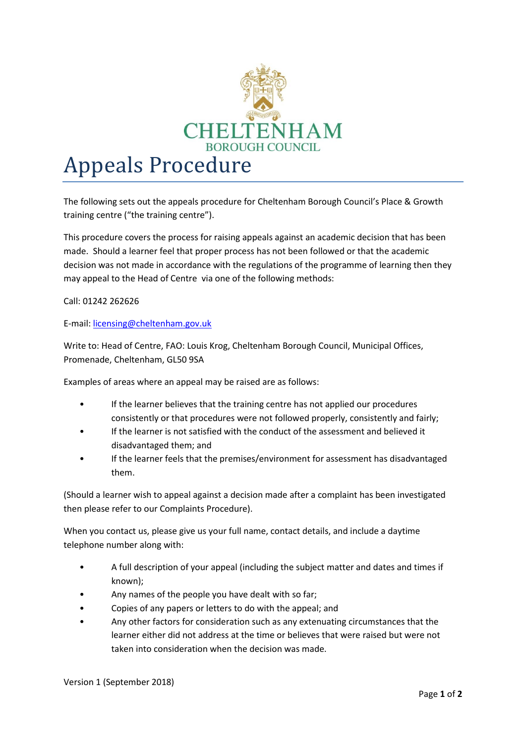CHELTENHAM
BOROUGH COUNCIL

# Appeals Procedure

The following sets out the appeals procedure for Cheltenham Borough Council's Place & Growth training centre ("the training centre").

This procedure covers the process for raising appeals against an academic decision that has been made. Should a learner feel that proper process has not been followed or that the academic decision was not made in accordance with the regulations of the programme of learning then they may appeal to the Head of Centre via one of the following methods:

Call: 01242 262626

E-mail: [licensing@cheltenham.gov.uk](mailto:licensing@cheltenham.gov.uk)

Write to: Head of Centre, FAO: Louis Krog, Cheltenham Borough Council, Municipal Offices, Promenade, Cheltenham, GL50 9SA

Examples of areas where an appeal may be raised are as follows:

- If the learner believes that the training centre has not applied our procedures consistently or that procedures were not followed properly, consistently and fairly;
- If the learner is not satisfied with the conduct of the assessment and believed it disadvantaged them; and
- If the learner feels that the premises/environment for assessment has disadvantaged them.

(Should a learner wish to appeal against a decision made after a complaint has been investigated then please refer to our Complaints Procedure).

When you contact us, please give us your full name, contact details, and include a daytime telephone number along with:

- A full description of your appeal (including the subject matter and dates and times if known);
- Any names of the people you have dealt with so far;
- Copies of any papers or letters to do with the appeal; and
- Any other factors for consideration such as any extenuating circumstances that the learner either did not address at the time or believes that were raised but were not taken into consideration when the decision was made.

Version 1 (September 2018)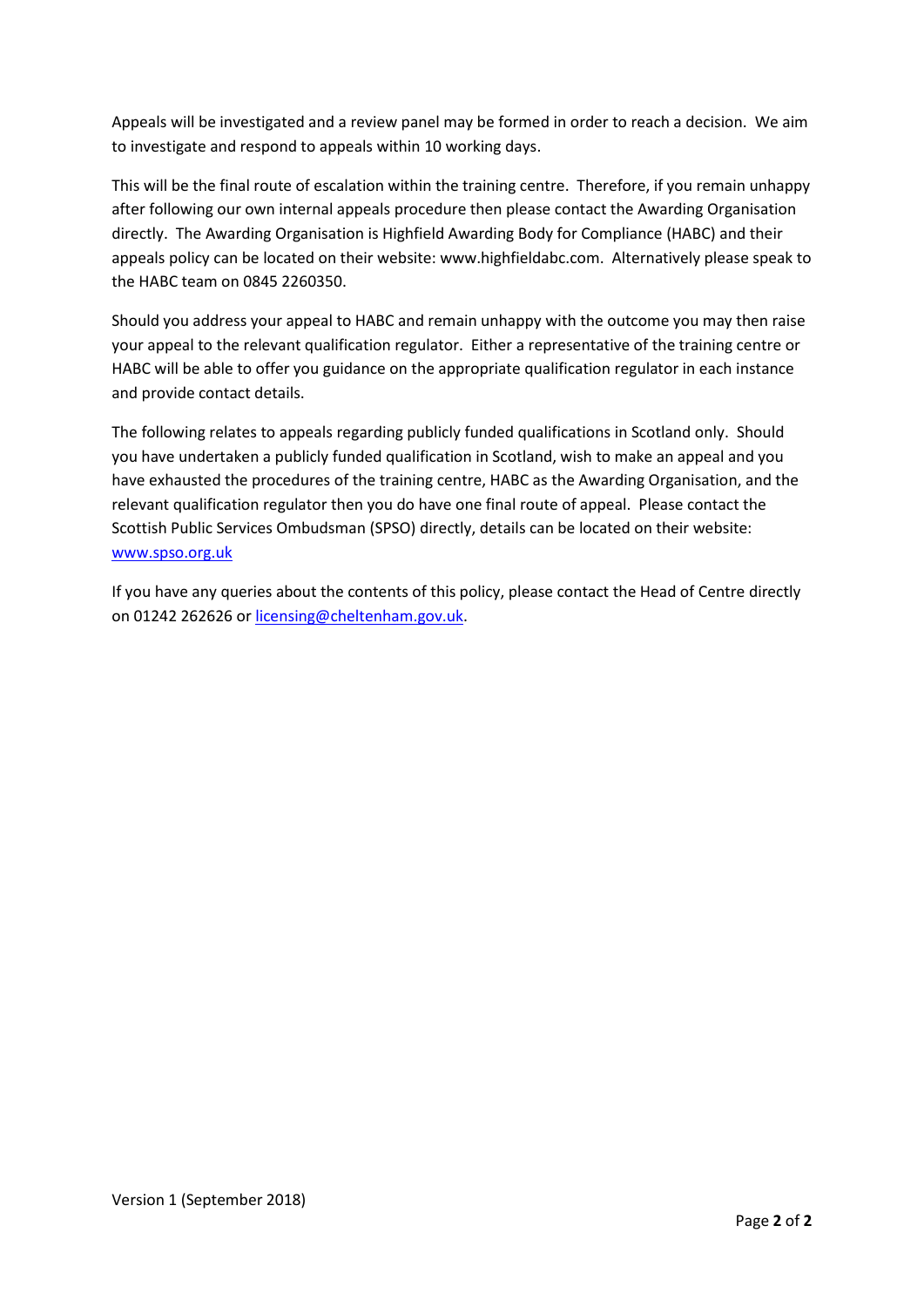Appeals will be investigated and a review panel may be formed in order to reach a decision. We aim to investigate and respond to appeals within 10 working days.

This will be the final route of escalation within the training centre. Therefore, if you remain unhappy after following our own internal appeals procedure then please contact the Awarding Organisation directly. The Awarding Organisation is Highfield Awarding Body for Compliance (HABC) and their appeals policy can be located on their website: www.highfieldabc.com. Alternatively please speak to the HABC team on 0845 2260350.

Should you address your appeal to HABC and remain unhappy with the outcome you may then raise your appeal to the relevant qualification regulator. Either a representative of the training centre or HABC will be able to offer you guidance on the appropriate qualification regulator in each instance and provide contact details.

The following relates to appeals regarding publicly funded qualifications in Scotland only. Should you have undertaken a publicly funded qualification in Scotland, wish to make an appeal and you have exhausted the procedures of the training centre, HABC as the Awarding Organisation, and the relevant qualification regulator then you do have one final route of appeal. Please contact the Scottish Public Services Ombudsman (SPSO) directly, details can be located on their website: [www.spso.org.uk](http://www.spso.org.uk)

If you have any queries about the contents of this policy, please contact the Head of Centre directly on 01242 262626 or [licensing@cheltenham.gov.uk](mailto:licensing@cheltenham.gov.uk).

Version 1 (September 2018)